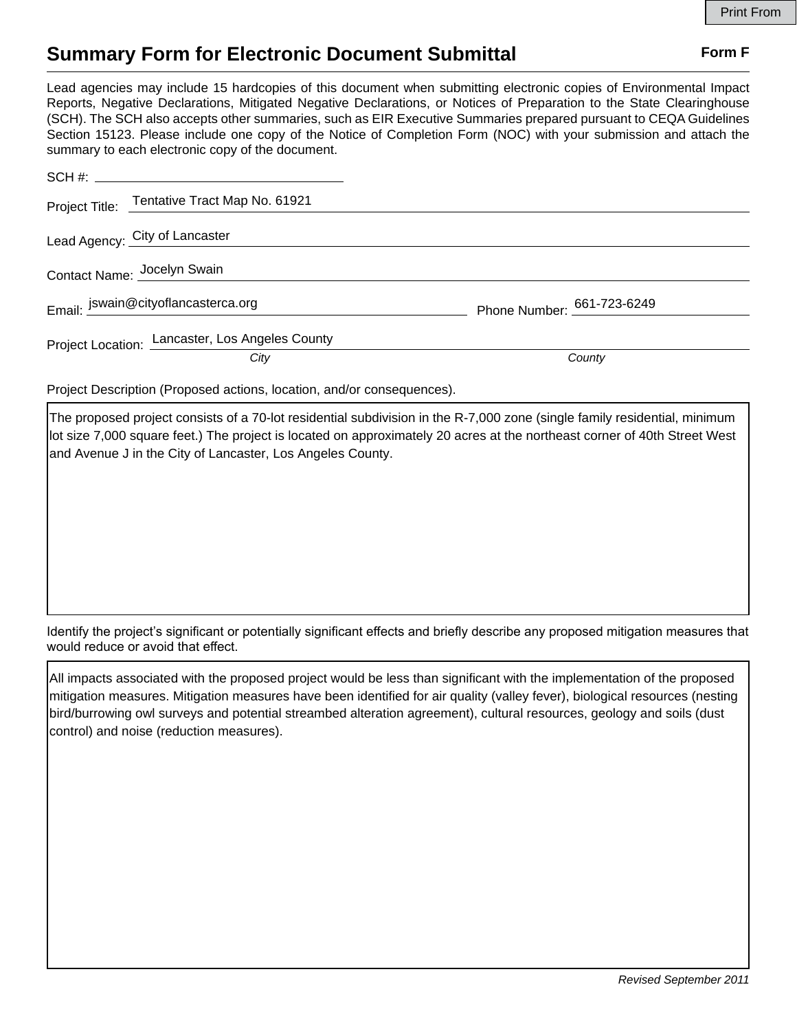Print From

# Summary Form for Electronic Document Submittal

**Form F**

Lead agencies may include 15 hardcopies of this document when submitting electronic copies of Environmental Impact Reports, Negative Declarations, Mitigated Negative Declarations, or Notices of Preparation to the State Clearinghouse (SCH). The SCH also accepts other summaries, such as EIR Executive Summaries prepared pursuant to CEQA Guidelines Section 15123. Please include one copy of the Notice of Completion Form (NOC) with your submission and attach the summary to each electronic copy of the document.

SCH #: ____________________

Project Title: Tentative Tract Map No. 61921

Lead Agency: City of Lancaster

Contact Name: Jocelyn Swain

Email: jswain@cityoflancasterca.org Phone Number: 661-723-6249

Project Location: Lancaster, Los Angeles County
*City* *County*

Project Description (Proposed actions, location, and/or consequences).

The proposed project consists of a 70-lot residential subdivision in the R-7,000 zone (single family residential, minimum lot size 7,000 square feet.) The project is located on approximately 20 acres at the northeast corner of 40th Street West and Avenue J in the City of Lancaster, Los Angeles County.

Identify the project's significant or potentially significant effects and briefly describe any proposed mitigation measures that would reduce or avoid that effect.

All impacts associated with the proposed project would be less than significant with the implementation of the proposed mitigation measures. Mitigation measures have been identified for air quality (valley fever), biological resources (nesting bird/burrowing owl surveys and potential streambed alteration agreement), cultural resources, geology and soils (dust control) and noise (reduction measures).

*Revised September 2011*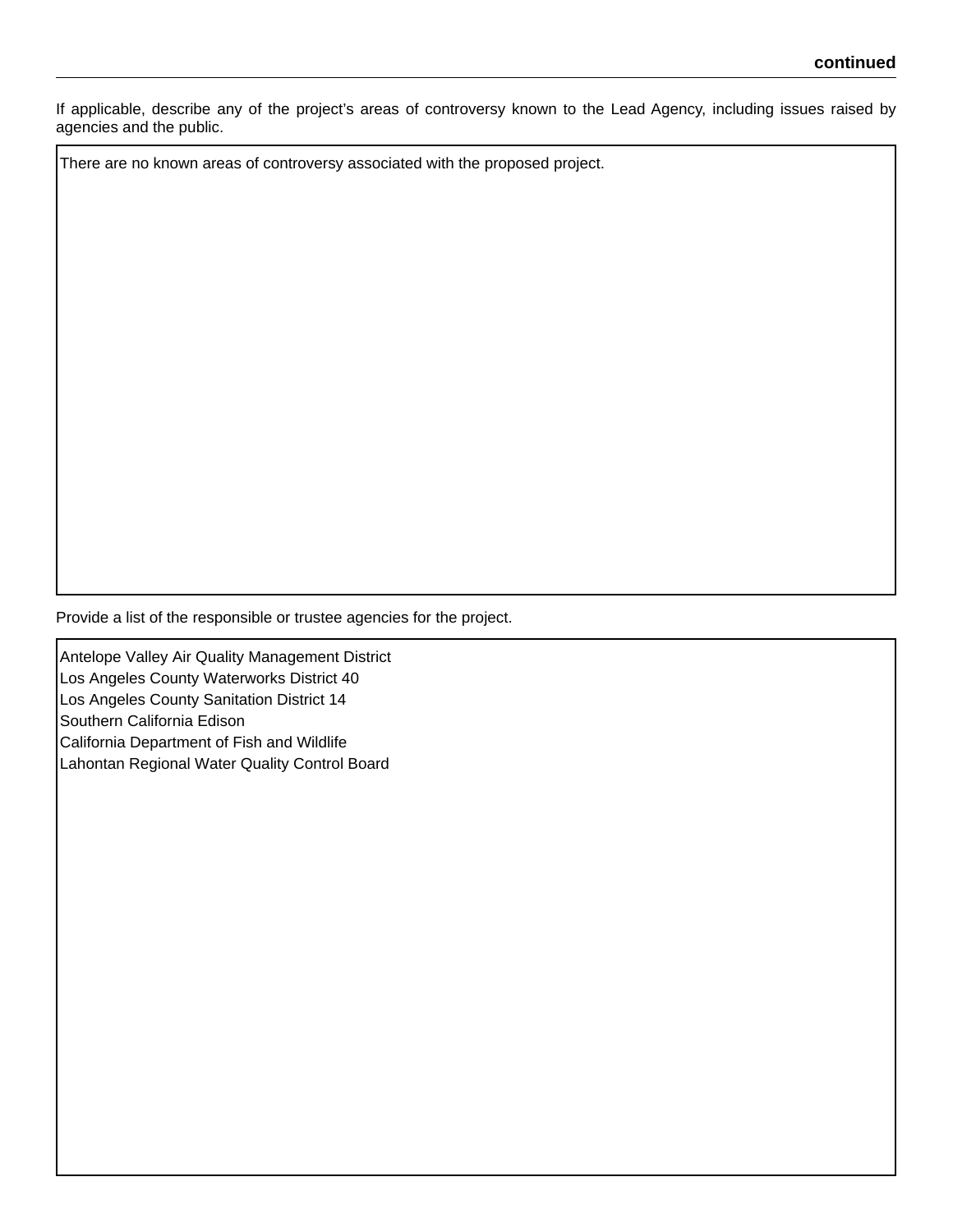**continued**

If applicable, describe any of the project's areas of controversy known to the Lead Agency, including issues raised by agencies and the public.

There are no known areas of controversy associated with the proposed project.

Provide a list of the responsible or trustee agencies for the project.

Antelope Valley Air Quality Management District
Los Angeles County Waterworks District 40
Los Angeles County Sanitation District 14
Southern California Edison
California Department of Fish and Wildlife
Lahontan Regional Water Quality Control Board